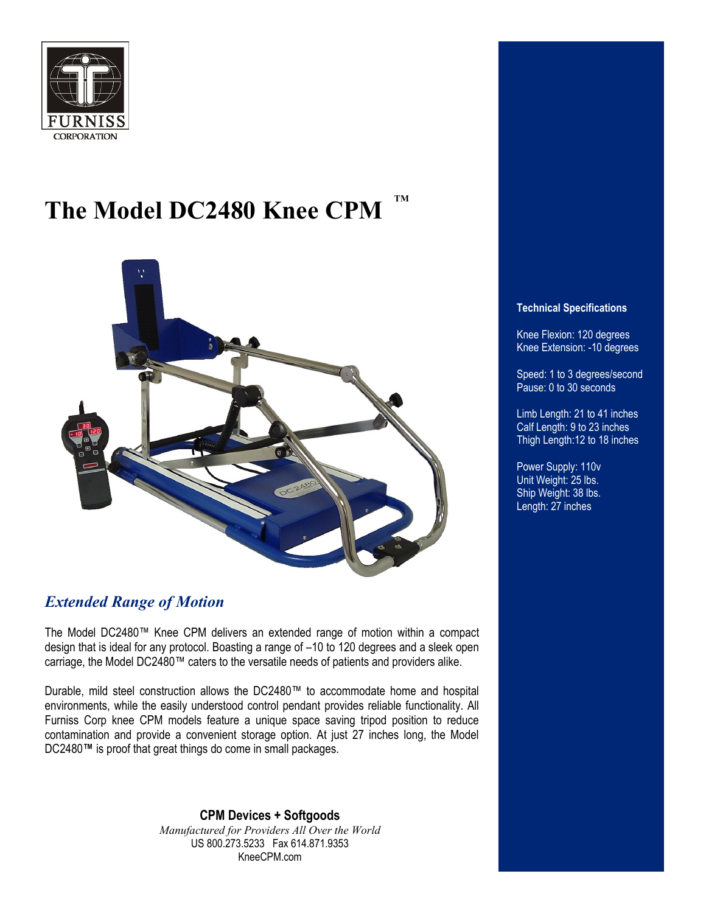FURNISS CORPORATION

# The Model DC2480 Knee CPM ™

## *Extended Range of Motion*

The Model DC2480™ Knee CPM delivers an extended range of motion within a compact design that is ideal for any protocol. Boasting a range of –10 to 120 degrees and a sleek open carriage, the Model DC2480™ caters to the versatile needs of patients and providers alike.

Durable, mild steel construction allows the DC2480™ to accommodate home and hospital environments, while the easily understood control pendant provides reliable functionality. All Furniss Corp knee CPM models feature a unique space saving tripod position to reduce contamination and provide a convenient storage option. At just 27 inches long, the Model DC2480**™** is proof that great things do come in small packages.

**Technical Specifications**

Knee Flexion: 120 degrees
Knee Extension: -10 degrees

Speed: 1 to 3 degrees/second
Pause: 0 to 30 seconds

Limb Length: 21 to 41 inches
Calf Length: 9 to 23 inches
Thigh Length:12 to 18 inches

Power Supply: 110v
Unit Weight: 25 lbs.
Ship Weight: 38 lbs.
Length: 27 inches

**CPM Devices + Softgoods**

*Manufactured for Providers All Over the World*

US 800.273.5233 Fax 614.871.9353

KneeCPM.com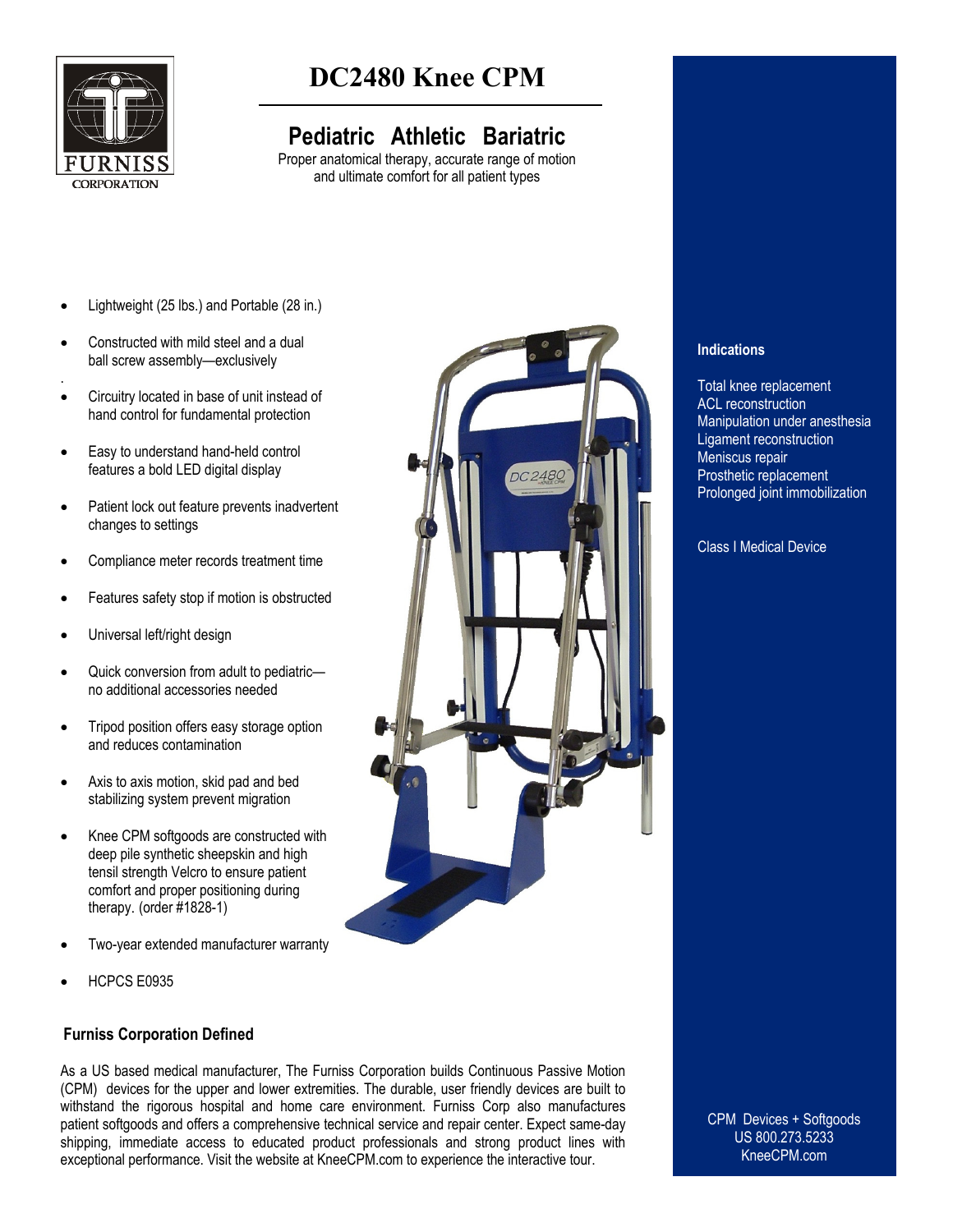FURNISS CORPORATION

# DC2480 Knee CPM

## Pediatric Athletic Bariatric

Proper anatomical therapy, accurate range of motion and ultimate comfort for all patient types

- Lightweight (25 lbs.) and Portable (28 in.)
- Constructed with mild steel and a dual ball screw assembly—exclusively
- Circuitry located in base of unit instead of hand control for fundamental protection
- Easy to understand hand-held control features a bold LED digital display
- Patient lock out feature prevents inadvertent changes to settings
- Compliance meter records treatment time
- Features safety stop if motion is obstructed
- Universal left/right design
- Quick conversion from adult to pediatric—no additional accessories needed
- Tripod position offers easy storage option and reduces contamination
- Axis to axis motion, skid pad and bed stabilizing system prevent migration
- Knee CPM softgoods are constructed with deep pile synthetic sheepskin and high tensil strength Velcro to ensure patient comfort and proper positioning during therapy. (order #1828-1)
- Two-year extended manufacturer warranty
- HCPCS E0935

### Furniss Corporation Defined

As a US based medical manufacturer, The Furniss Corporation builds Continuous Passive Motion (CPM) devices for the upper and lower extremities. The durable, user friendly devices are built to withstand the rigorous hospital and home care environment. Furniss Corp also manufactures patient softgoods and offers a comprehensive technical service and repair center. Expect same-day shipping, immediate access to educated product professionals and strong product lines with exceptional performance. Visit the website at KneeCPM.com to experience the interactive tour.

### Indications

Total knee replacement
ACL reconstruction
Manipulation under anesthesia
Ligament reconstruction
Meniscus repair
Prosthetic replacement
Prolonged joint immobilization

Class I Medical Device

CPM Devices + Softgoods
US 800.273.5233
KneeCPM.com